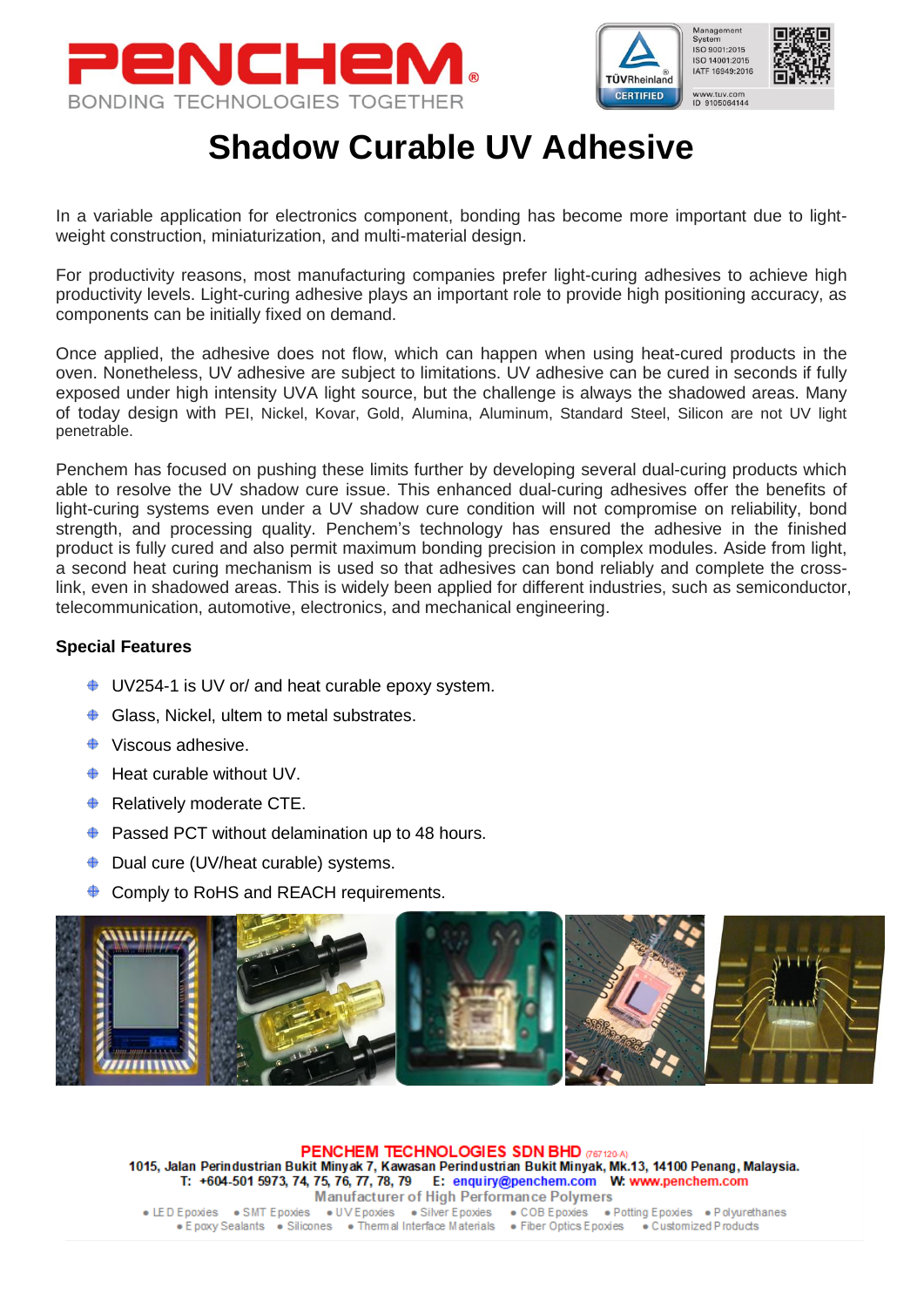# Shadow Curable UV Adhesive

In a variable application for electronics component, bonding has become more important due to light-weight construction, miniaturization, and multi-material design.

For productivity reasons, most manufacturing companies prefer light-curing adhesives to achieve high productivity levels. Light-curing adhesive plays an important role to provide high positioning accuracy, as components can be initially fixed on demand.

Once applied, the adhesive does not flow, which can happen when using heat-cured products in the oven. Nonetheless, UV adhesive are subject to limitations. UV adhesive can be cured in seconds if fully exposed under high intensity UVA light source, but the challenge is always the shadowed areas. Many of today design with PEI, Nickel, Kovar, Gold, Alumina, Aluminum, Standard Steel, Silicon are not UV light penetrable.

Penchem has focused on pushing these limits further by developing several dual-curing products which able to resolve the UV shadow cure issue. This enhanced dual-curing adhesives offer the benefits of light-curing systems even under a UV shadow cure condition will not compromise on reliability, bond strength, and processing quality. Penchem's technology has ensured the adhesive in the finished product is fully cured and also permit maximum bonding precision in complex modules. Aside from light, a second heat curing mechanism is used so that adhesives can bond reliably and complete the cross-link, even in shadowed areas. This is widely been applied for different industries, such as semiconductor, telecommunication, automotive, electronics, and mechanical engineering.

**Special Features**

- UV254-1 is UV or/ and heat curable epoxy system.
- Glass, Nickel, ultem to metal substrates.
- Viscous adhesive.
- Heat curable without UV.
- Relatively moderate CTE.
- Passed PCT without delamination up to 48 hours.
- Dual cure (UV/heat curable) systems.
- Comply to RoHS and REACH requirements.

**PENCHEM TECHNOLOGIES SDN BHD** (767120-A)
1015, Jalan Perindustrian Bukit Minyak 7, Kawasan Perindustrian Bukit Minyak, Mk.13, 14100 Penang, Malaysia.
T: +604-501 5973, 74, 75, 76, 77, 78, 79 E: enquiry@penchem.com W: www.penchem.com
Manufacturer of High Performance Polymers
• LED Epoxies • SMT Epoxies • UV Epoxies • Silver Epoxies • COB Epoxies • Potting Epoxies • Polyurethanes
• Epoxy Sealants • Silicones • Thermal Interface Materials • Fiber Optics Epoxies • Customized Products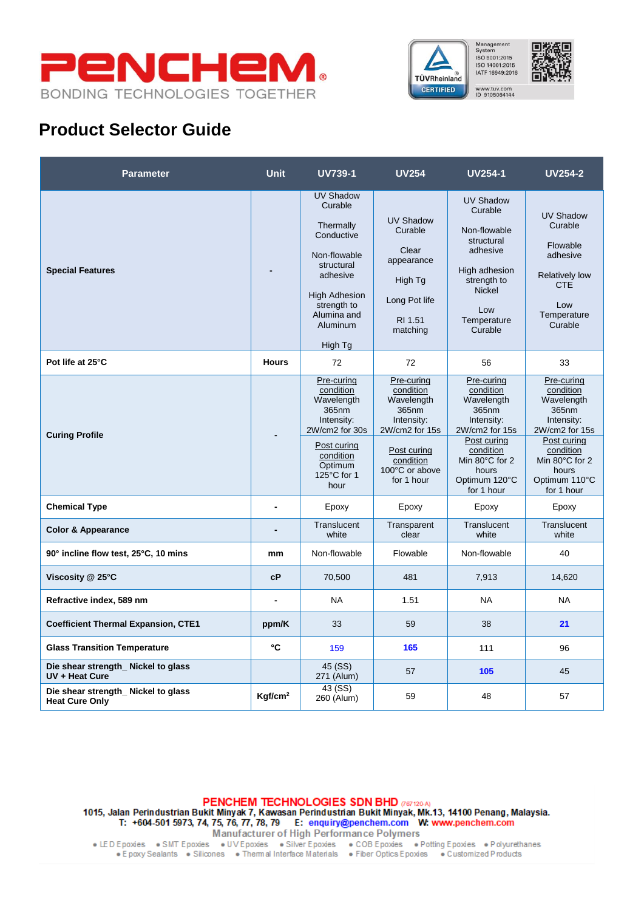PENCHEM®
BONDING TECHNOLOGIES TOGETHER

Management System ISO 9001:2015 ISO 14001:2015 IATF 16949:2016
TÜVRheinland CERTIFIED
www.tuv.com ID 9105084144

# Product Selector Guide

| Parameter | Unit | UV739-1 | UV254 | UV254-1 | UV254-2 |
|---|---|---|---|---|---|
| **Special Features** | - | UV Shadow Curable<br><br>Thermally Conductive<br><br>Non-flowable structural adhesive<br><br>High Adhesion strength to Alumina and Aluminum<br><br>High Tg | UV Shadow Curable<br><br>Clear appearance<br><br>High Tg<br><br>Long Pot life<br><br>RI 1.51 matching | UV Shadow Curable<br><br>Non-flowable structural adhesive<br><br>High adhesion strength to Nickel<br><br>Low Temperature Curable | UV Shadow Curable<br><br>Flowable adhesive<br><br>Relatively low CTE<br><br>Low Temperature Curable |
| **Pot life at 25°C** | **Hours** | 72 | 72 | 56 | 33 |
| **Curing Profile** | - | Pre-curing condition Wavelength 365nm Intensity: 2W/cm2 for 30s<br><br>Post curing condition Optimum 125°C for 1 hour | Pre-curing condition Wavelength 365nm Intensity: 2W/cm2 for 15s<br><br>Post curing condition 100°C or above for 1 hour | Pre-curing condition Wavelength 365nm Intensity: 2W/cm2 for 15s<br><br>Post curing condition Min 80°C for 2 hours Optimum 120°C for 1 hour | Pre-curing condition Wavelength 365nm Intensity: 2W/cm2 for 15s<br><br>Post curing condition Min 80°C for 2 hours Optimum 110°C for 1 hour |
| **Chemical Type** | - | Epoxy | Epoxy | Epoxy | Epoxy |
| **Color & Appearance** | - | Translucent white | Transparent clear | Translucent white | Translucent white |
| **90° incline flow test, 25°C, 10 mins** | **mm** | Non-flowable | Flowable | Non-flowable | 40 |
| **Viscosity @ 25°C** | **cP** | 70,500 | 481 | 7,913 | 14,620 |
| **Refractive index, 589 nm** | - | NA | 1.51 | NA | NA |
| **Coefficient Thermal Expansion, CTE1** | **ppm/K** | 33 | 59 | 38 | **21** |
| **Glass Transition Temperature** | **°C** | 159 | **165** | 111 | 96 |
| **Die shear strength_ Nickel to glass UV + Heat Cure** | | 45 (SS)<br>271 (Alum) | 57 | **105** | 45 |
| **Die shear strength_ Nickel to glass Heat Cure Only** | **Kgf/cm²** | 43 (SS)<br>260 (Alum) | 59 | 48 | 57 |

**PENCHEM TECHNOLOGIES SDN BHD** (767120-A)
1015, Jalan Perindustrian Bukit Minyak 7, Kawasan Perindustrian Bukit Minyak, Mk.13, 14100 Penang, Malaysia.
T: +604-501 5973, 74, 75, 76, 77, 78, 79 E: enquiry@penchem.com W: www.penchem.com
Manufacturer of High Performance Polymers
• LED Epoxies • SMT Epoxies • UV Epoxies • Silver Epoxies • COB Epoxies • Potting Epoxies • Polyurethanes
• Epoxy Sealants • Silicones • Thermal Interface Materials • Fiber Optics Epoxies • Customized Products